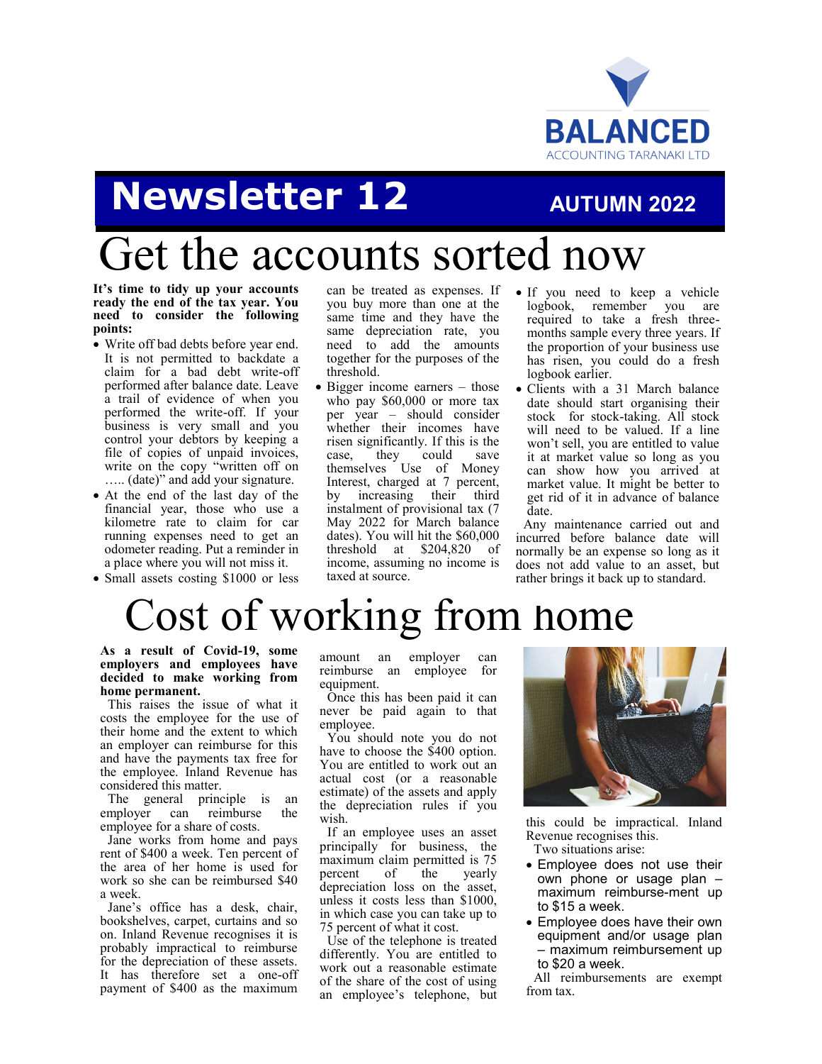BALANCED
ACCOUNTING TARANAKI LTD

# Newsletter 12

**AUTUMN 2022**

# Get the accounts sorted now

**It's time to tidy up your accounts ready the end of the tax year. You need to consider the following points:**

- Write off bad debts before year end. It is not permitted to backdate a claim for a bad debt write-off performed after balance date. Leave a trail of evidence of when you performed the write-off. If your business is very small and you control your debtors by keeping a file of copies of unpaid invoices, write on the copy "written off on ….. (date)" and add your signature.
- At the end of the last day of the financial year, those who use a kilometre rate to claim for car running expenses need to get an odometer reading. Put a reminder in a place where you will not miss it.
- Small assets costing $1000 or less can be treated as expenses. If you buy more than one at the same time and they have the same depreciation rate, you need to add the amounts together for the purposes of the threshold.
- Bigger income earners – those who pay $60,000 or more tax per year – should consider whether their incomes have risen significantly. If this is the case, they could save themselves Use of Money Interest, charged at 7 percent, by increasing their third instalment of provisional tax (7 May 2022 for March balance dates). You will hit the $60,000 threshold at $204,820 of income, assuming no income is taxed at source.
- If you need to keep a vehicle logbook, remember you are required to take a fresh three-months sample every three years. If the proportion of your business use has risen, you could do a fresh logbook earlier.
- Clients with a 31 March balance date should start organising their stock for stock-taking. All stock will need to be valued. If a line won't sell, you are entitled to value it at market value so long as you can show how you arrived at market value. It might be better to get rid of it in advance of balance date.

Any maintenance carried out and incurred before balance date will normally be an expense so long as it does not add value to an asset, but rather brings it back up to standard.

# Cost of working from home

**As a result of Covid-19, some employers and employees have decided to make working from home permanent.**

This raises the issue of what it costs the employee for the use of their home and the extent to which an employer can reimburse for this and have the payments tax free for the employee. Inland Revenue has considered this matter.

The general principle is an employer can reimburse the employee for a share of costs.

Jane works from home and pays rent of $400 a week. Ten percent of the area of her home is used for work so she can be reimbursed $40 a week.

Jane's office has a desk, chair, bookshelves, carpet, curtains and so on. Inland Revenue recognises it is probably impractical to reimburse for the depreciation of these assets. It has therefore set a one-off payment of $400 as the maximum amount an employer can reimburse an employee for equipment.

Once this has been paid it can never be paid again to that employee.

You should note you do not have to choose the $400 option. You are entitled to work out an actual cost (or a reasonable estimate) of the assets and apply the depreciation rules if you wish.

If an employee uses an asset principally for business, the maximum claim permitted is 75 percent of the yearly depreciation loss on the asset, unless it costs less than $1000, in which case you can take up to 75 percent of what it cost.

Use of the telephone is treated differently. You are entitled to work out a reasonable estimate of the share of the cost of using an employee's telephone, but this could be impractical. Inland Revenue recognises this.

Two situations arise:

- Employee does not use their own phone or usage plan – maximum reimburse-ment up to $15 a week.
- Employee does have their own equipment and/or usage plan – maximum reimbursement up to $20 a week.

All reimbursements are exempt from tax.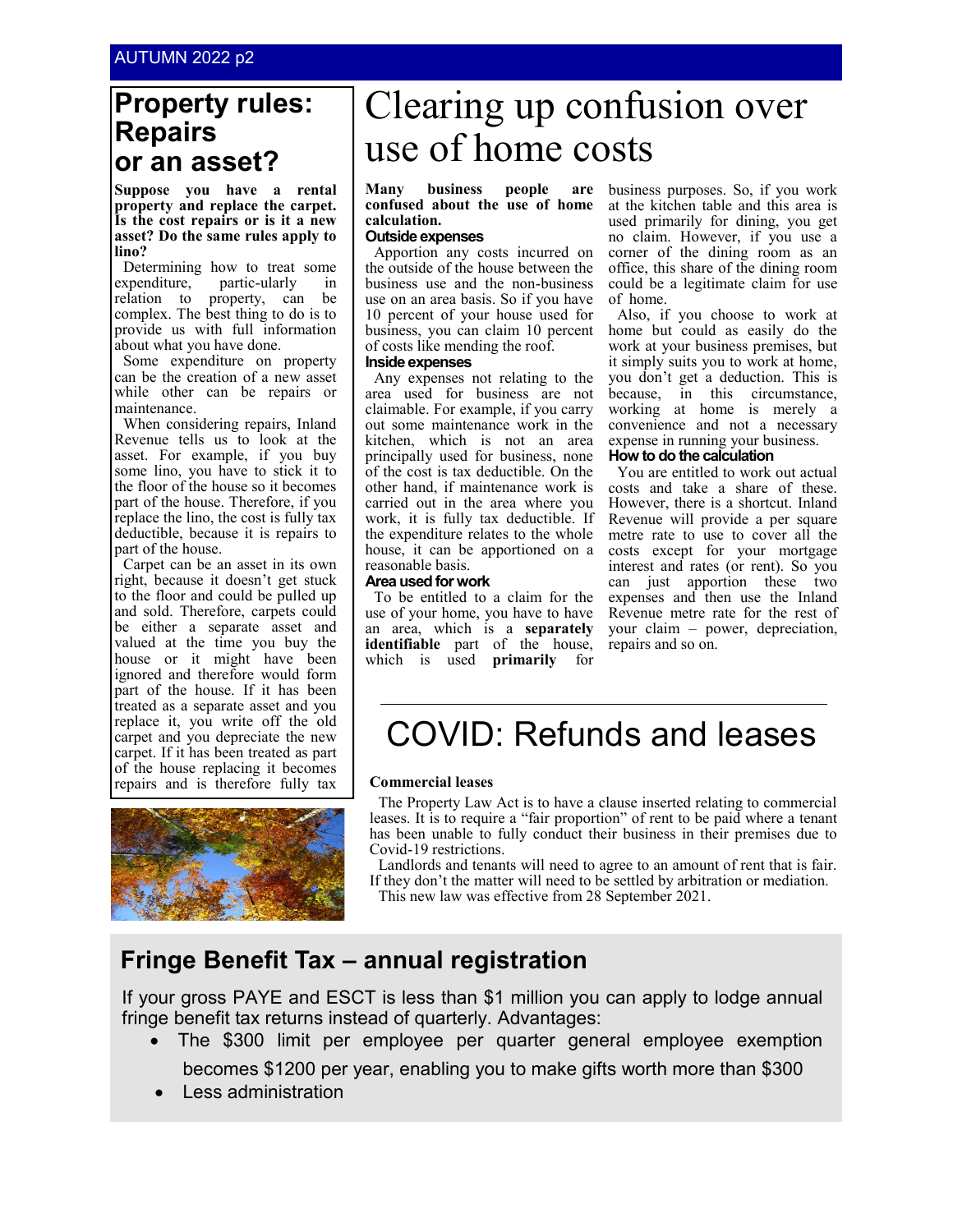## Property rules: Repairs or an asset?

**Suppose you have a rental property and replace the carpet. Is the cost repairs or is it a new asset? Do the same rules apply to lino?**

Determining how to treat some expenditure, partic-ularly in relation to property, can be complex. The best thing to do is to provide us with full information about what you have done.

Some expenditure on property can be the creation of a new asset while other can be repairs or maintenance.

When considering repairs, Inland Revenue tells us to look at the asset. For example, if you buy some lino, you have to stick it to the floor of the house so it becomes part of the house. Therefore, if you replace the lino, the cost is fully tax deductible, because it is repairs to part of the house.

Carpet can be an asset in its own right, because it doesn't get stuck to the floor and could be pulled up and sold. Therefore, carpets could be either a separate asset and valued at the time you buy the house or it might have been ignored and therefore would form part of the house. If it has been treated as a separate asset and you replace it, you write off the old carpet and you depreciate the new carpet. If it has been treated as part of the house replacing it becomes repairs and is therefore fully tax

# Clearing up confusion over use of home costs

**Many business people are confused about the use of home calculation.**

### Outside expenses

Apportion any costs incurred on the outside of the house between the business use and the non-business use on an area basis. So if you have 10 percent of your house used for business, you can claim 10 percent of costs like mending the roof.

### Inside expenses

Any expenses not relating to the area used for business are not claimable. For example, if you carry out some maintenance work in the kitchen, which is not an area principally used for business, none of the cost is tax deductible. On the other hand, if maintenance work is carried out in the area where you work, it is fully tax deductible. If the expenditure relates to the whole house, it can be apportioned on a reasonable basis.

### Area used for work

To be entitled to a claim for the use of your home, you have to have an area, which is a **separately identifiable** part of the house, which is used **primarily** for business purposes. So, if you work at the kitchen table and this area is used primarily for dining, you get no claim. However, if you use a corner of the dining room as an office, this share of the dining room could be a legitimate claim for use of home.

Also, if you choose to work at home but could as easily do the work at your business premises, but it simply suits you to work at home, you don't get a deduction. This is because, in this circumstance, working at home is merely a convenience and not a necessary expense in running your business.

### How to do the calculation

You are entitled to work out actual costs and take a share of these. However, there is a shortcut. Inland Revenue will provide a per square metre rate to use to cover all the costs except for your mortgage interest and rates (or rent). So you can just apportion these two expenses and then use the Inland Revenue metre rate for the rest of your claim – power, depreciation, repairs and so on.

# COVID: Refunds and leases

**Commercial leases**

The Property Law Act is to have a clause inserted relating to commercial leases. It is to require a "fair proportion" of rent to be paid where a tenant has been unable to fully conduct their business in their premises due to Covid-19 restrictions.

Landlords and tenants will need to agree to an amount of rent that is fair. If they don't the matter will need to be settled by arbitration or mediation.

This new law was effective from 28 September 2021.

## Fringe Benefit Tax – annual registration

If your gross PAYE and ESCT is less than $1 million you can apply to lodge annual fringe benefit tax returns instead of quarterly. Advantages:

- The $300 limit per employee per quarter general employee exemption becomes $1200 per year, enabling you to make gifts worth more than $300
- Less administration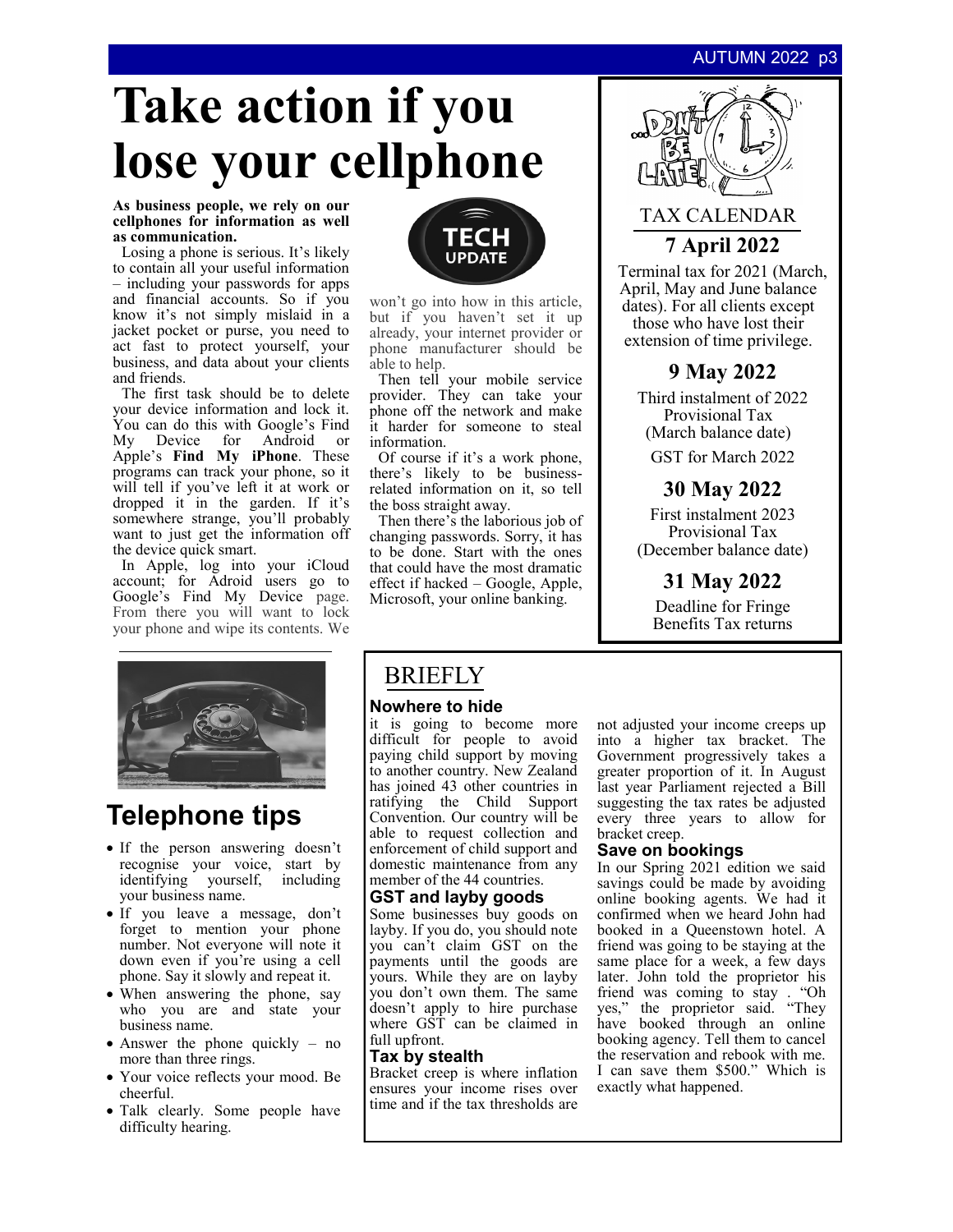# Take action if you lose your cellphone

**As business people, we rely on our cellphones for information as well as communication.**

Losing a phone is serious. It's likely to contain all your useful information – including your passwords for apps and financial accounts. So if you know it's not simply mislaid in a jacket pocket or purse, you need to act fast to protect yourself, your business, and data about your clients and friends.

The first task should be to delete your device information and lock it. You can do this with Google's Find My Device for Android or Apple's **Find My iPhone**. These programs can track your phone, so it will tell if you've left it at work or dropped it in the garden. If it's somewhere strange, you'll probably want to just get the information off the device quick smart.

In Apple, log into your iCloud account; for Adroid users go to Google's Find My Device page. From there you will want to lock your phone and wipe its contents. We won't go into how in this article, but if you haven't set it up already, your internet provider or phone manufacturer should be able to help.

Then tell your mobile service provider. They can take your phone off the network and make it harder for someone to steal information.

Of course if it's a work phone, there's likely to be business-related information on it, so tell the boss straight away.

Then there's the laborious job of changing passwords. Sorry, it has to be done. Start with the ones that could have the most dramatic effect if hacked – Google, Apple, Microsoft, your online banking.

## TAX CALENDAR

### 7 April 2022

Terminal tax for 2021 (March, April, May and June balance dates). For all clients except those who have lost their extension of time privilege.

### 9 May 2022

Third instalment of 2022 Provisional Tax (March balance date)

GST for March 2022

### 30 May 2022

First instalment 2023 Provisional Tax (December balance date)

### 31 May 2022

Deadline for Fringe Benefits Tax returns

## Telephone tips

- If the person answering doesn't recognise your voice, start by identifying yourself, including your business name.
- If you leave a message, don't forget to mention your phone number. Not everyone will note it down even if you're using a cell phone. Say it slowly and repeat it.
- When answering the phone, say who you are and state your business name.
- Answer the phone quickly – no more than three rings.
- Your voice reflects your mood. Be cheerful.
- Talk clearly. Some people have difficulty hearing.

## BRIEFLY

### Nowhere to hide

it is going to become more difficult for people to avoid paying child support by moving to another country. New Zealand has joined 43 other countries in ratifying the Child Support Convention. Our country will be able to request collection and enforcement of child support and domestic maintenance from any member of the 44 countries.

### GST and layby goods

Some businesses buy goods on layby. If you do, you should note you can't claim GST on the payments until the goods are yours. While they are on layby you don't own them. The same doesn't apply to hire purchase where GST can be claimed in full upfront.

### Tax by stealth

Bracket creep is where inflation ensures your income rises over time and if the tax thresholds are not adjusted your income creeps up into a higher tax bracket. The Government progressively takes a greater proportion of it. In August last year Parliament rejected a Bill suggesting the tax rates be adjusted every three years to allow for bracket creep.

### Save on bookings

In our Spring 2021 edition we said savings could be made by avoiding online booking agents. We had it confirmed when we heard John had booked in a Queenstown hotel. A friend was going to be staying at the same place for a week, a few days later. John told the proprietor his friend was coming to stay . "Oh yes," the proprietor said. "They have booked through an online booking agency. Tell them to cancel the reservation and rebook with me. I can save them $500." Which is exactly what happened.